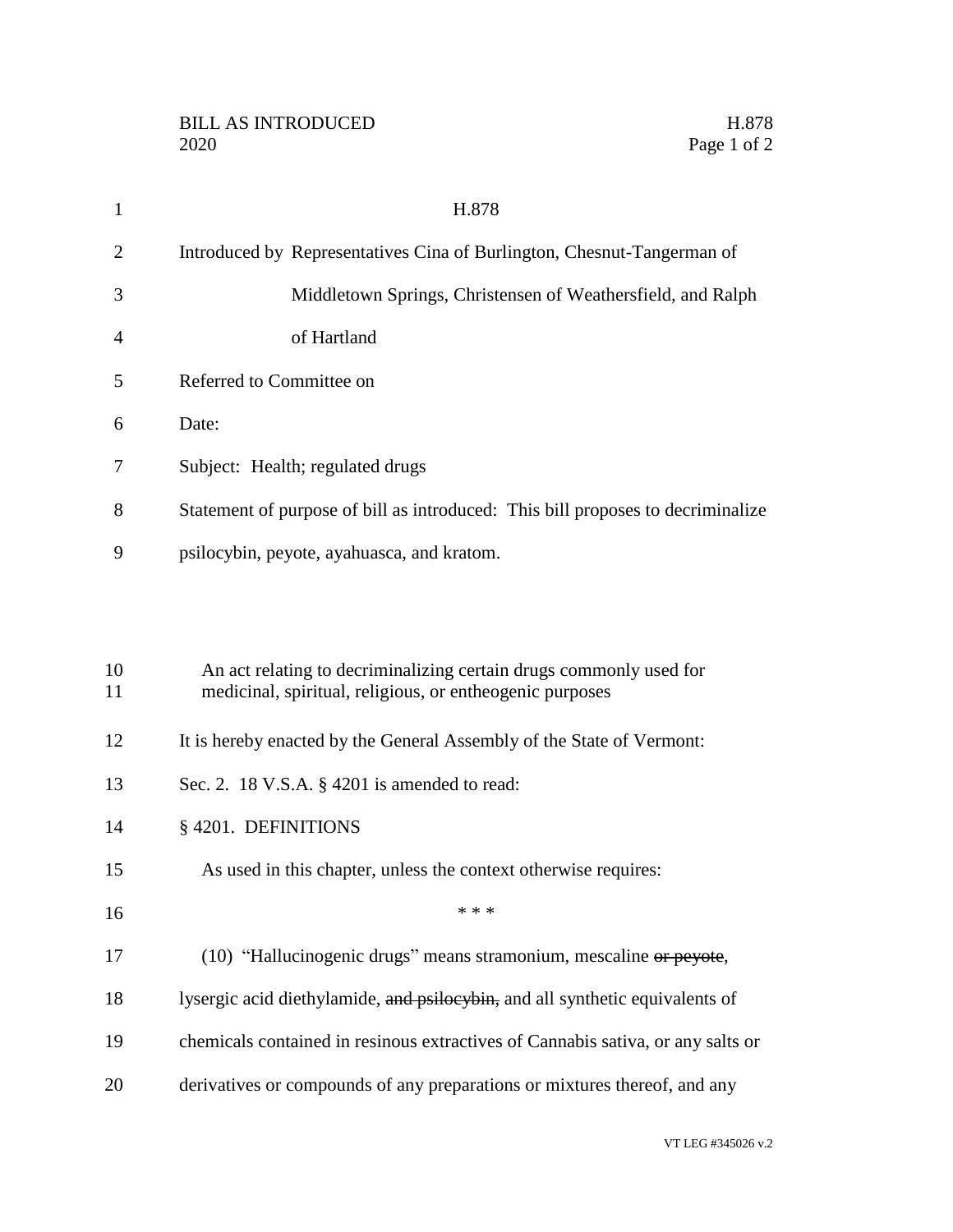H.878

Introduced by Representatives Cina of Burlington, Chesnut-Tangerman of Middletown Springs, Christensen of Weathersfield, and Ralph of Hartland

Referred to Committee on

Date:

Subject: Health; regulated drugs

Statement of purpose of bill as introduced: This bill proposes to decriminalize psilocybin, peyote, ayahuasca, and kratom.

An act relating to decriminalizing certain drugs commonly used for medicinal, spiritual, religious, or entheogenic purposes

It is hereby enacted by the General Assembly of the State of Vermont:

Sec. 2. 18 V.S.A. § 4201 is amended to read:

§ 4201. DEFINITIONS

As used in this chapter, unless the context otherwise requires:

\* \* \*

(10) "Hallucinogenic drugs" means stramonium, mescaline ~~or peyote~~, lysergic acid diethylamide, ~~and psilocybin,~~ and all synthetic equivalents of chemicals contained in resinous extractives of Cannabis sativa, or any salts or derivatives or compounds of any preparations or mixtures thereof, and any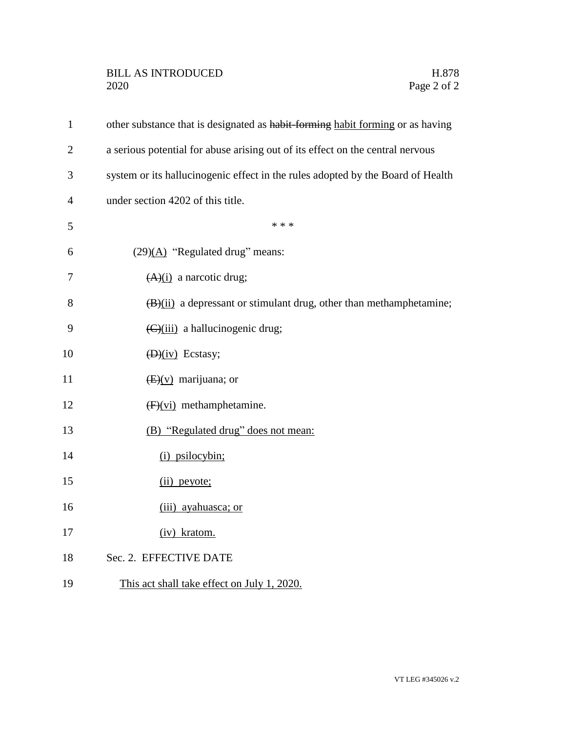other substance that is designated as ~~habit-forming~~ <u>habit forming</u> or as having a serious potential for abuse arising out of its effect on the central nervous system or its hallucinogenic effect in the rules adopted by the Board of Health under section 4202 of this title.

\* \* \*

(29)<u>(A)</u> "Regulated drug" means:

~~(A)~~<u>(i)</u> a narcotic drug;

~~(B)~~<u>(ii)</u> a depressant or stimulant drug, other than methamphetamine;

~~(C)~~<u>(iii)</u> a hallucinogenic drug;

~~(D)~~<u>(iv)</u> Ecstasy;

~~(E)~~<u>(v)</u> marijuana; or

~~(F)~~<u>(vi)</u> methamphetamine.

<u>(B) "Regulated drug" does not mean:</u>

<u>(i) psilocybin;</u>

<u>(ii) peyote;</u>

<u>(iii) ayahuasca; or</u>

<u>(iv) kratom.</u>

Sec. 2. EFFECTIVE DATE

<u>This act shall take effect on July 1, 2020.</u>